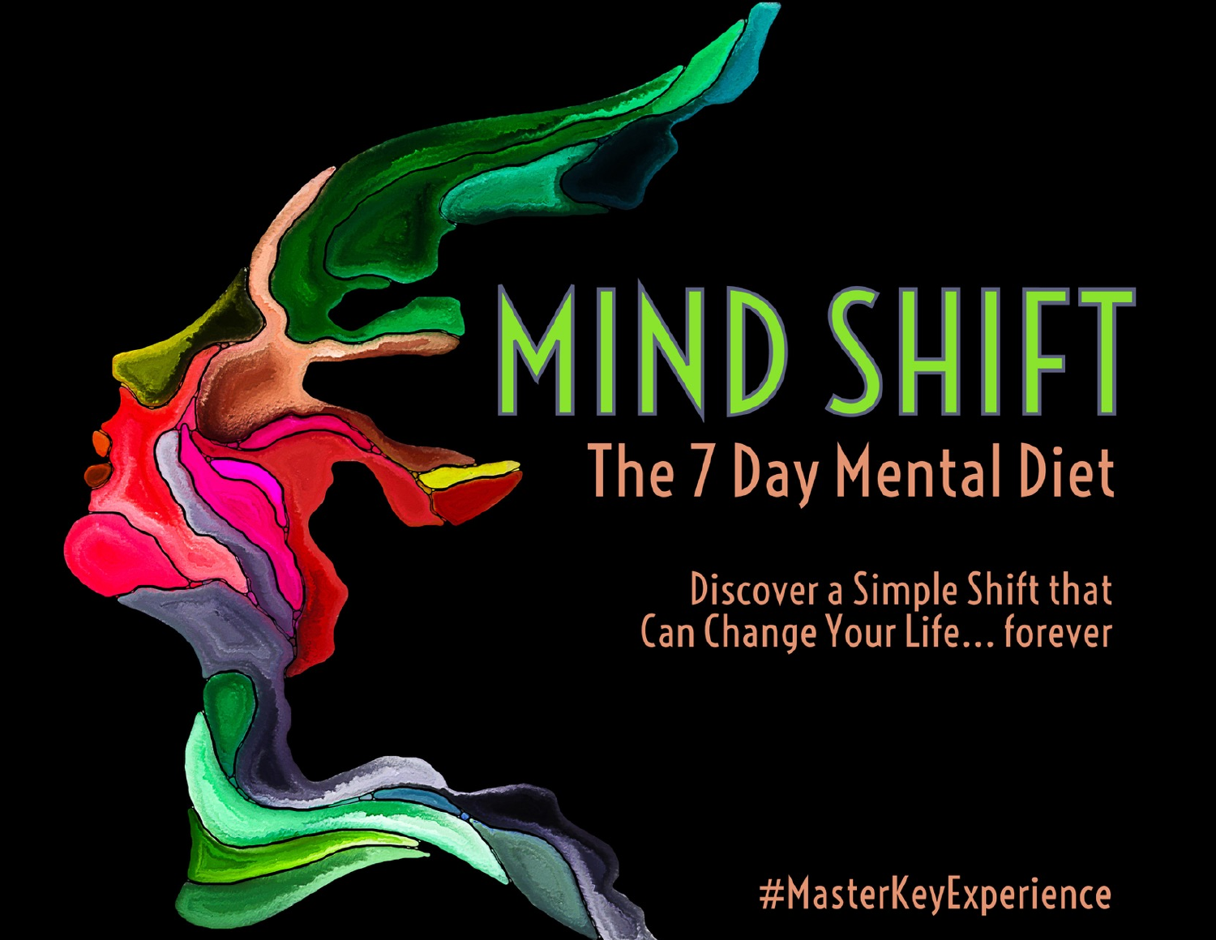# MIND SHIFT

## The 7 Day Mental Diet

Discover a Simple Shift that Can Change Your Life… forever

#MasterKeyExperience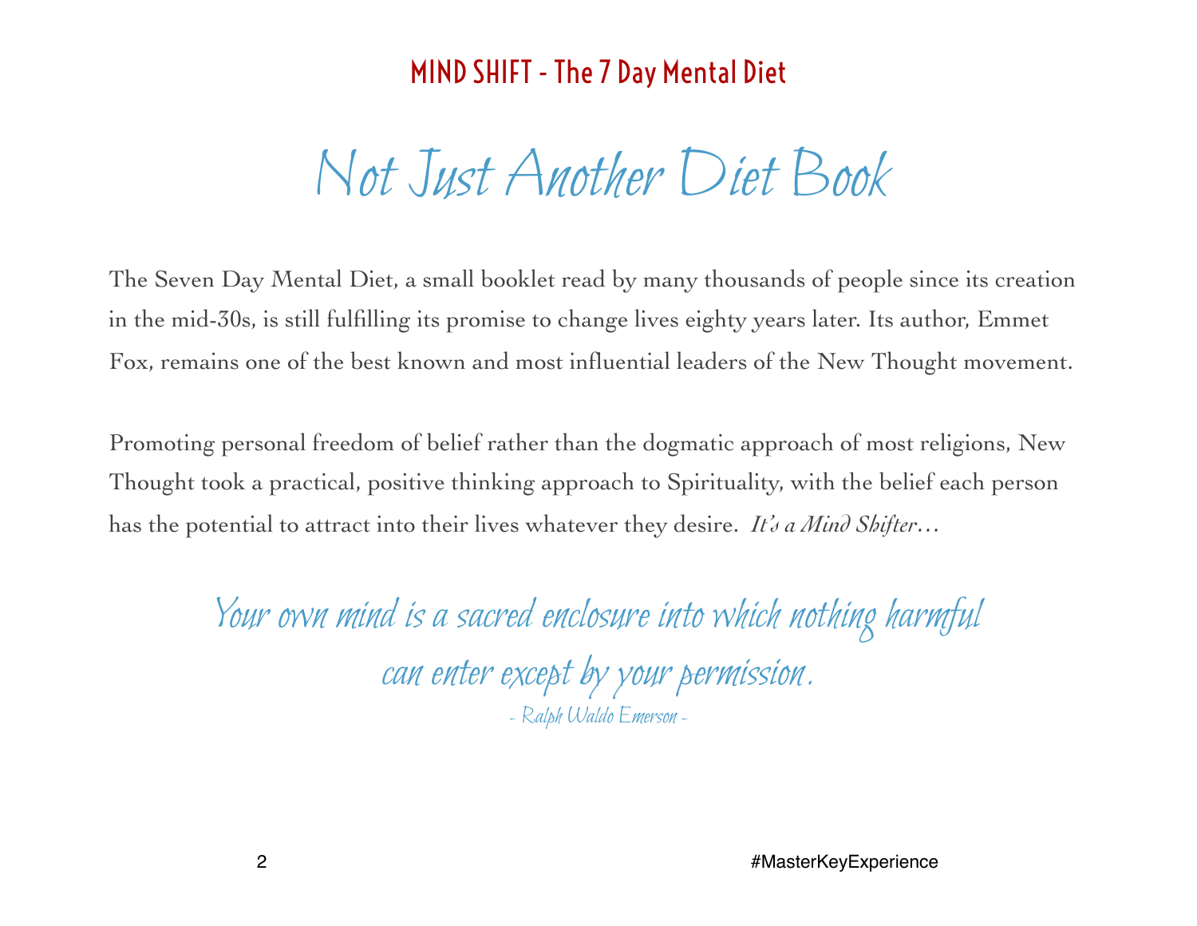# Not Just Another Diet Book

The Seven Day Mental Diet, a small booklet read by many thousands of people since its creation in the mid-30s, is still fulfilling its promise to change lives eighty years later. Its author, Emmet Fox, remains one of the best known and most influential leaders of the New Thought movement.

Promoting personal freedom of belief rather than the dogmatic approach of most religions, New Thought took a practical, positive thinking approach to Spirituality, with the belief each person has the potential to attract into their lives whatever they desire. *It's a Mind Shifter…*

> *Your own mind is a sacred enclosure into which nothing harmful can enter except by your permission.*
>
> *- Ralph Waldo Emerson -*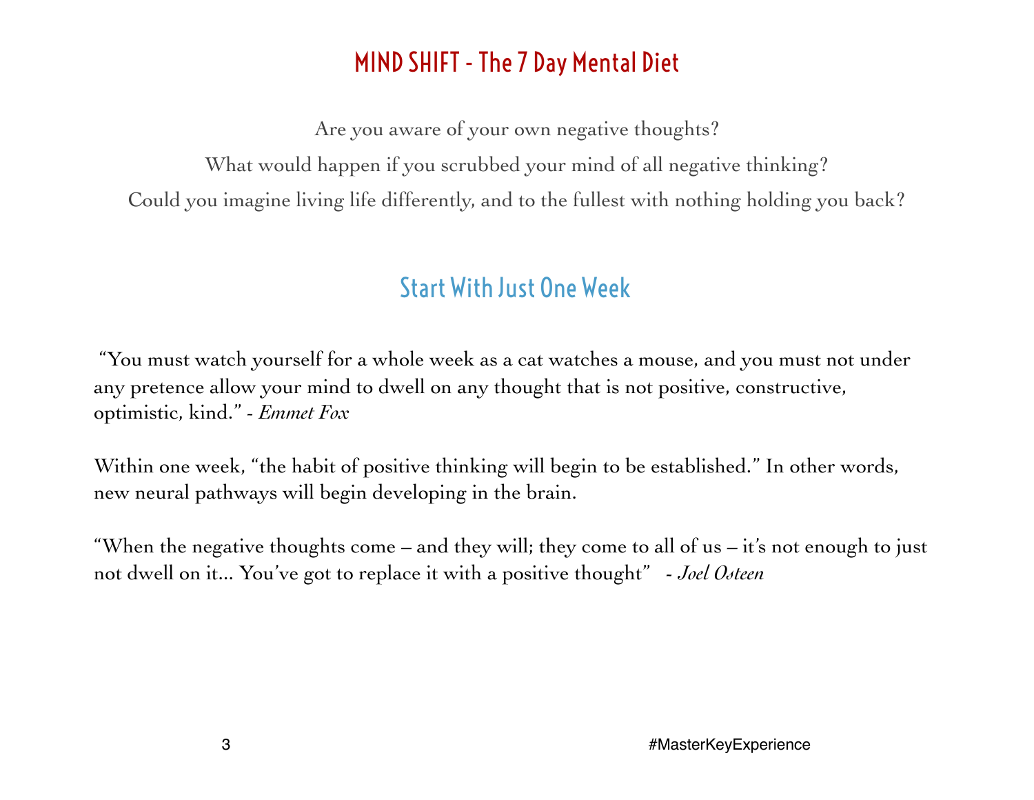# MIND SHIFT - The 7 Day Mental Diet

Are you aware of your own negative thoughts?

What would happen if you scrubbed your mind of all negative thinking?

Could you imagine living life differently, and to the fullest with nothing holding you back?

## Start With Just One Week

"You must watch yourself for a whole week as a cat watches a mouse, and you must not under any pretence allow your mind to dwell on any thought that is not positive, constructive, optimistic, kind." - *Emmet Fox*

Within one week, "the habit of positive thinking will begin to be established." In other words, new neural pathways will begin developing in the brain.

"When the negative thoughts come – and they will; they come to all of us – it's not enough to just not dwell on it... You've got to replace it with a positive thought" - *Joel Osteen*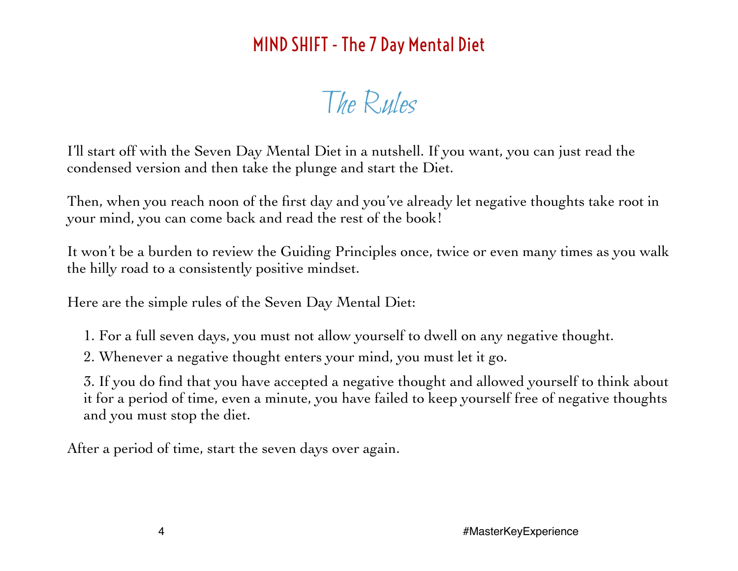# The Rules

I'll start off with the Seven Day Mental Diet in a nutshell. If you want, you can just read the condensed version and then take the plunge and start the Diet.

Then, when you reach noon of the first day and you've already let negative thoughts take root in your mind, you can come back and read the rest of the book!

It won't be a burden to review the Guiding Principles once, twice or even many times as you walk the hilly road to a consistently positive mindset.

Here are the simple rules of the Seven Day Mental Diet:

1. For a full seven days, you must not allow yourself to dwell on any negative thought.
2. Whenever a negative thought enters your mind, you must let it go.
3. If you do find that you have accepted a negative thought and allowed yourself to think about it for a period of time, even a minute, you have failed to keep yourself free of negative thoughts and you must stop the diet.

After a period of time, start the seven days over again.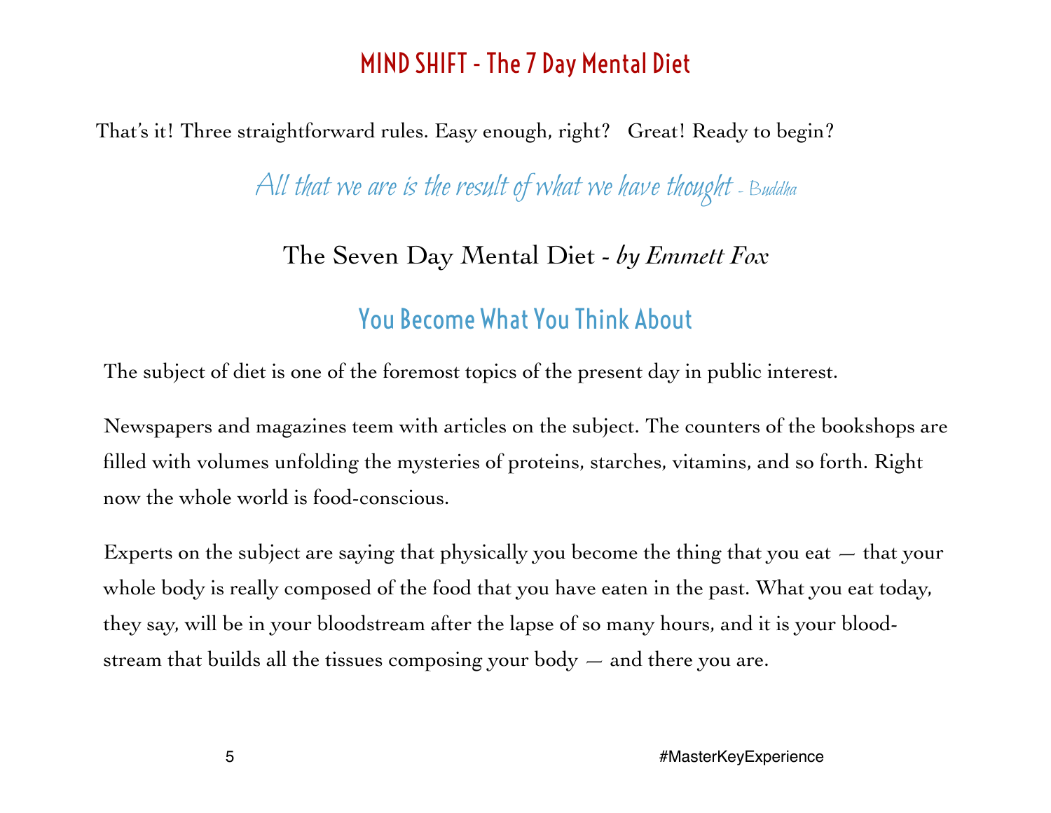That's it! Three straightforward rules. Easy enough, right? Great! Ready to begin?

*All that we are is the result of what we have thought - Buddha*

The Seven Day Mental Diet - *by Emmett Fox*

## You Become What You Think About

The subject of diet is one of the foremost topics of the present day in public interest.

Newspapers and magazines teem with articles on the subject. The counters of the bookshops are filled with volumes unfolding the mysteries of proteins, starches, vitamins, and so forth. Right now the whole world is food-conscious.

Experts on the subject are saying that physically you become the thing that you eat — that your whole body is really composed of the food that you have eaten in the past. What you eat today, they say, will be in your bloodstream after the lapse of so many hours, and it is your bloodstream that builds all the tissues composing your body — and there you are.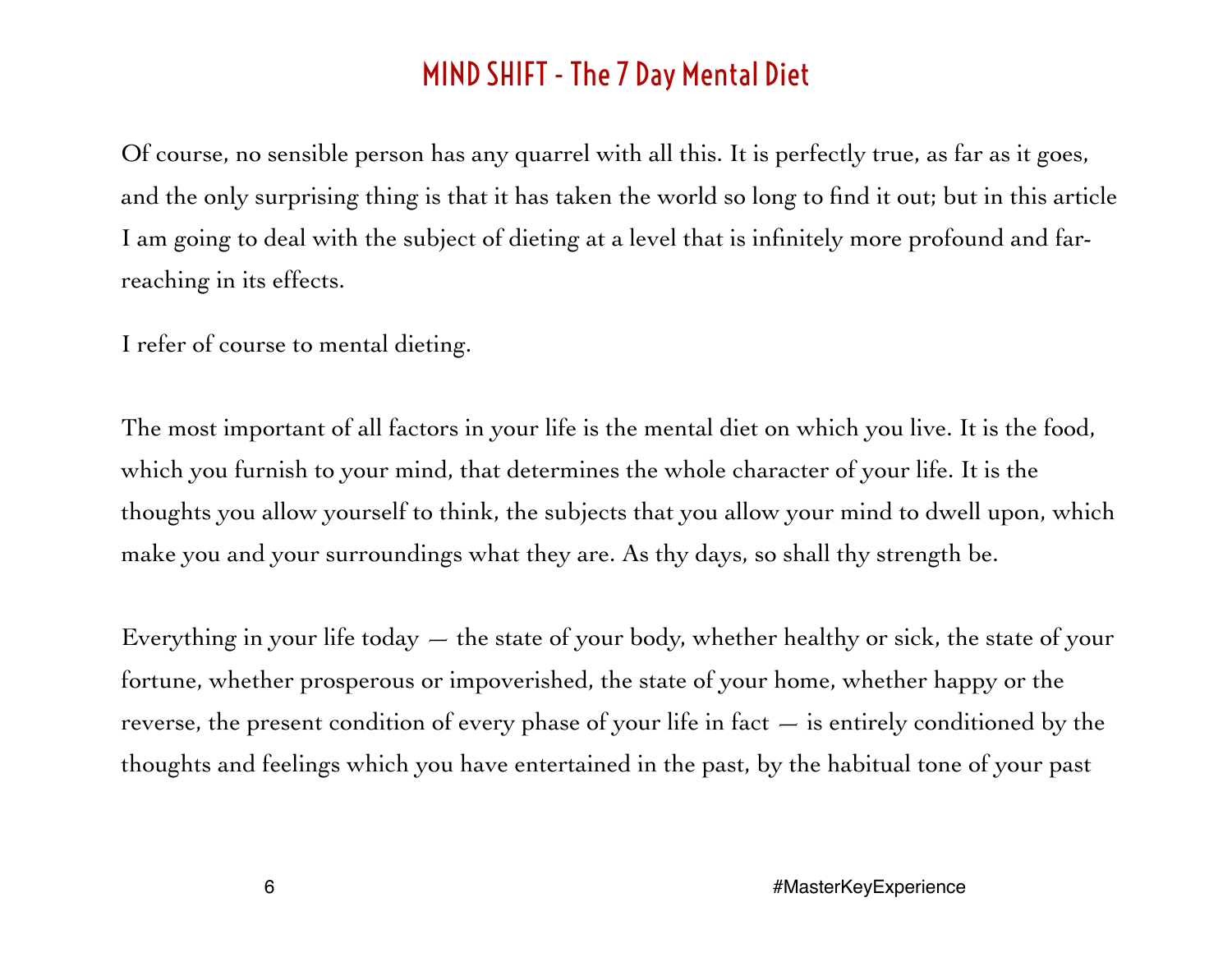Of course, no sensible person has any quarrel with all this. It is perfectly true, as far as it goes, and the only surprising thing is that it has taken the world so long to find it out; but in this article I am going to deal with the subject of dieting at a level that is infinitely more profound and far-reaching in its effects.

I refer of course to mental dieting.

The most important of all factors in your life is the mental diet on which you live. It is the food, which you furnish to your mind, that determines the whole character of your life. It is the thoughts you allow yourself to think, the subjects that you allow your mind to dwell upon, which make you and your surroundings what they are. As thy days, so shall thy strength be.

Everything in your life today — the state of your body, whether healthy or sick, the state of your fortune, whether prosperous or impoverished, the state of your home, whether happy or the reverse, the present condition of every phase of your life in fact — is entirely conditioned by the thoughts and feelings which you have entertained in the past, by the habitual tone of your past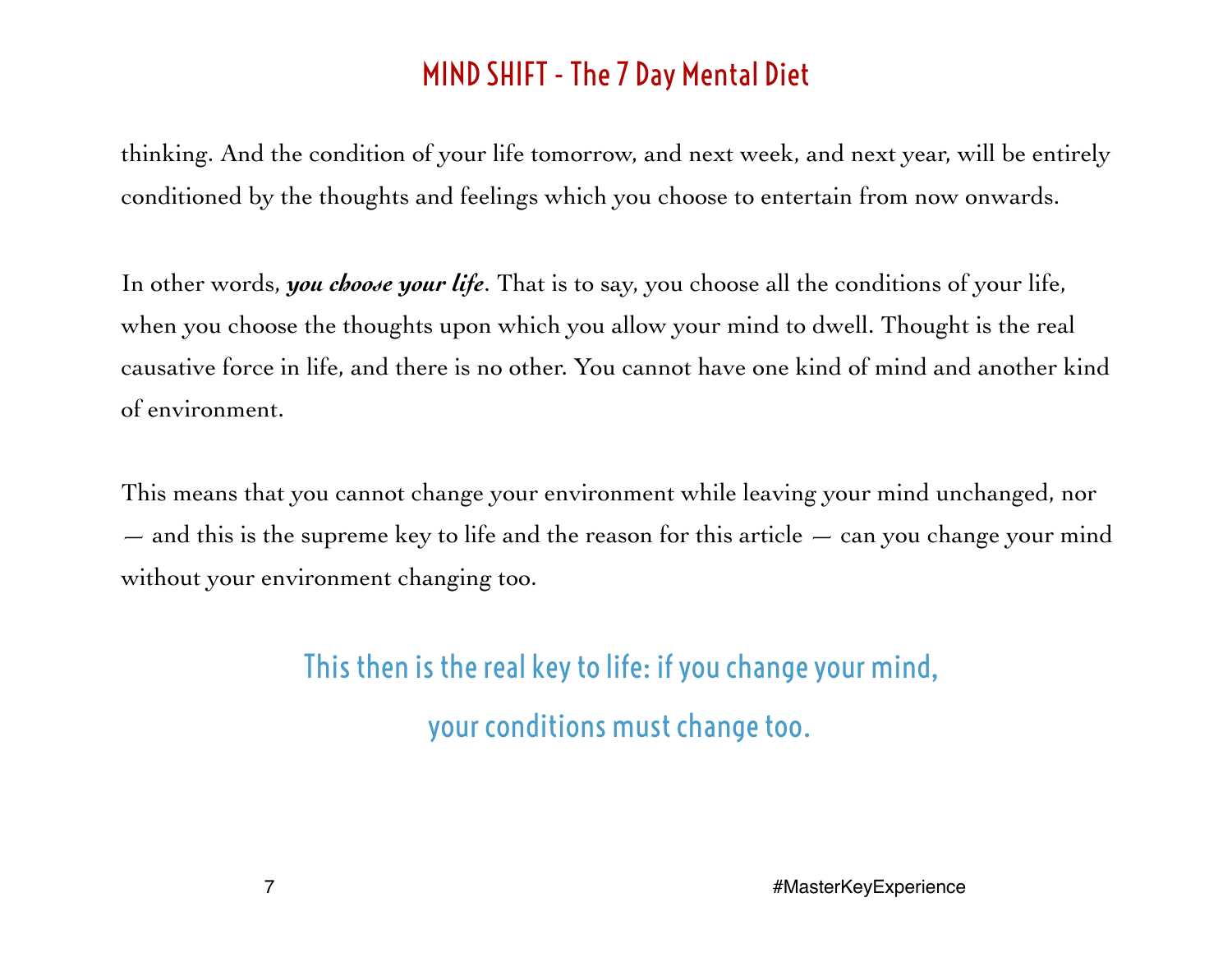thinking. And the condition of your life tomorrow, and next week, and next year, will be entirely conditioned by the thoughts and feelings which you choose to entertain from now onwards.

In other words, ***you choose your life***. That is to say, you choose all the conditions of your life, when you choose the thoughts upon which you allow your mind to dwell. Thought is the real causative force in life, and there is no other. You cannot have one kind of mind and another kind of environment.

This means that you cannot change your environment while leaving your mind unchanged, nor — and this is the supreme key to life and the reason for this article — can you change your mind without your environment changing too.

**This then is the real key to life: if you change your mind, your conditions must change too.**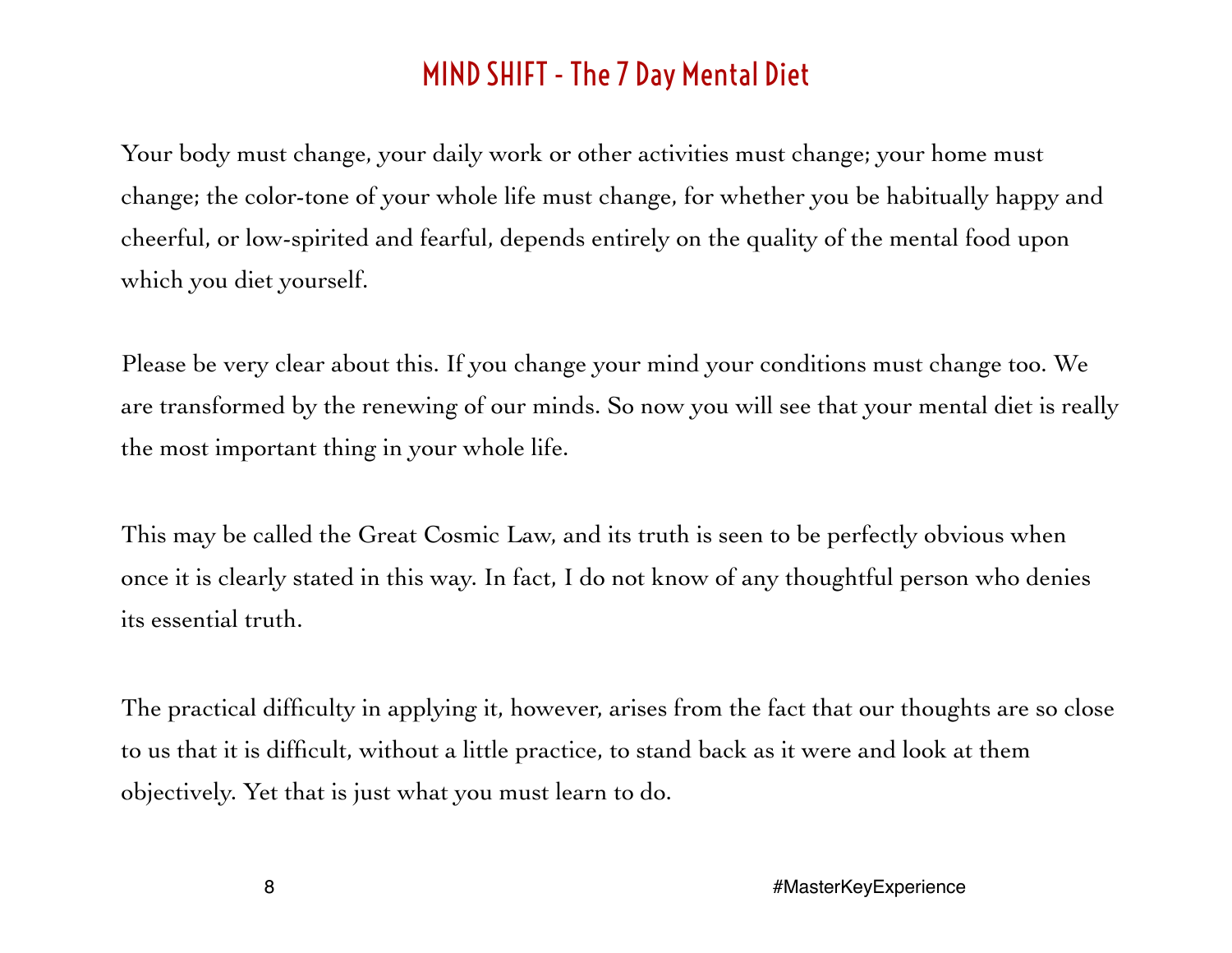Your body must change, your daily work or other activities must change; your home must change; the color-tone of your whole life must change, for whether you be habitually happy and cheerful, or low-spirited and fearful, depends entirely on the quality of the mental food upon which you diet yourself.

Please be very clear about this. If you change your mind your conditions must change too. We are transformed by the renewing of our minds. So now you will see that your mental diet is really the most important thing in your whole life.

This may be called the Great Cosmic Law, and its truth is seen to be perfectly obvious when once it is clearly stated in this way. In fact, I do not know of any thoughtful person who denies its essential truth.

The practical difficulty in applying it, however, arises from the fact that our thoughts are so close to us that it is difficult, without a little practice, to stand back as it were and look at them objectively. Yet that is just what you must learn to do.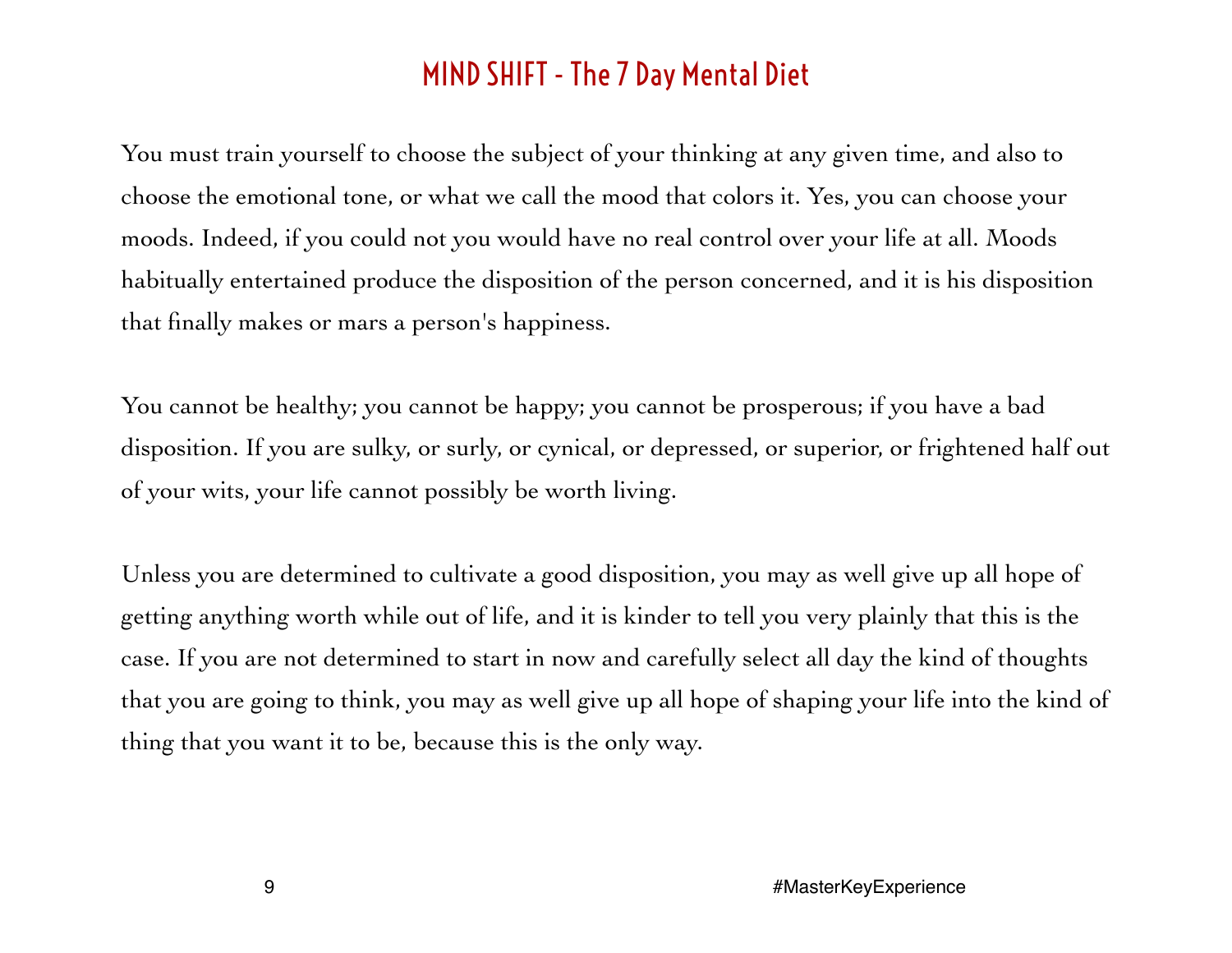You must train yourself to choose the subject of your thinking at any given time, and also to choose the emotional tone, or what we call the mood that colors it. Yes, you can choose your moods. Indeed, if you could not you would have no real control over your life at all. Moods habitually entertained produce the disposition of the person concerned, and it is his disposition that finally makes or mars a person's happiness.

You cannot be healthy; you cannot be happy; you cannot be prosperous; if you have a bad disposition. If you are sulky, or surly, or cynical, or depressed, or superior, or frightened half out of your wits, your life cannot possibly be worth living.

Unless you are determined to cultivate a good disposition, you may as well give up all hope of getting anything worth while out of life, and it is kinder to tell you very plainly that this is the case. If you are not determined to start in now and carefully select all day the kind of thoughts that you are going to think, you may as well give up all hope of shaping your life into the kind of thing that you want it to be, because this is the only way.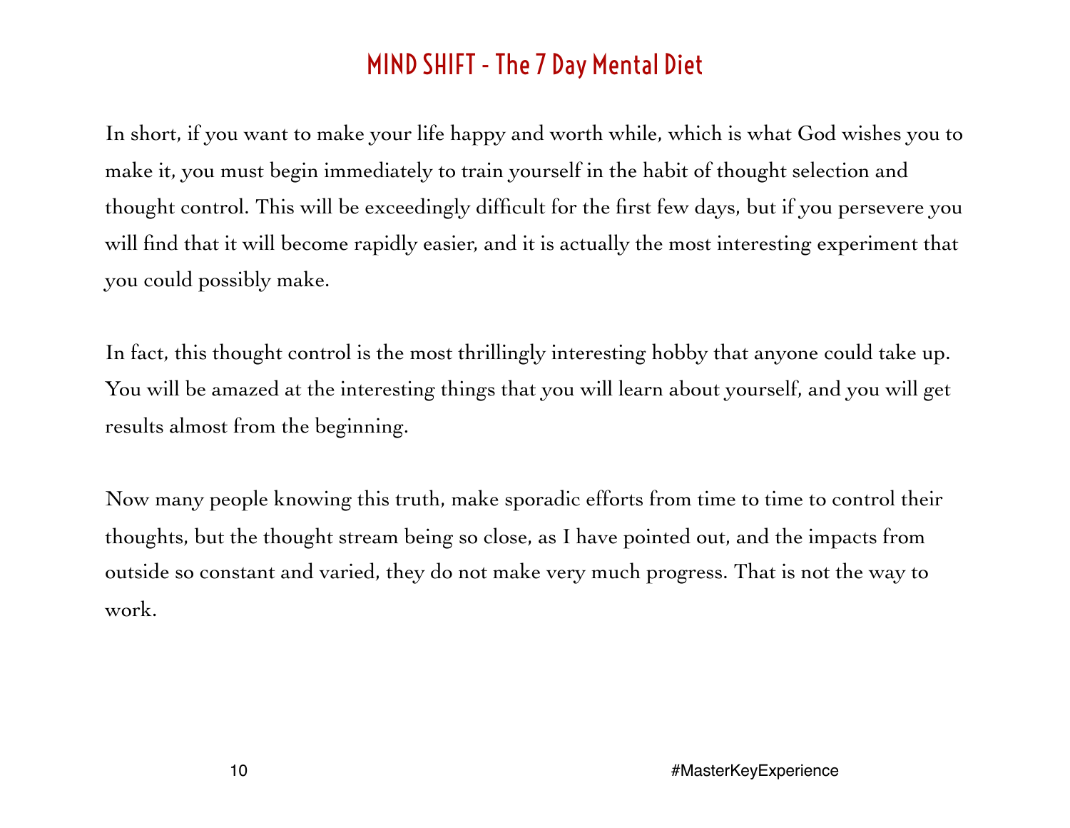In short, if you want to make your life happy and worth while, which is what God wishes you to make it, you must begin immediately to train yourself in the habit of thought selection and thought control. This will be exceedingly difficult for the first few days, but if you persevere you will find that it will become rapidly easier, and it is actually the most interesting experiment that you could possibly make.

In fact, this thought control is the most thrillingly interesting hobby that anyone could take up. You will be amazed at the interesting things that you will learn about yourself, and you will get results almost from the beginning.

Now many people knowing this truth, make sporadic efforts from time to time to control their thoughts, but the thought stream being so close, as I have pointed out, and the impacts from outside so constant and varied, they do not make very much progress. That is not the way to work.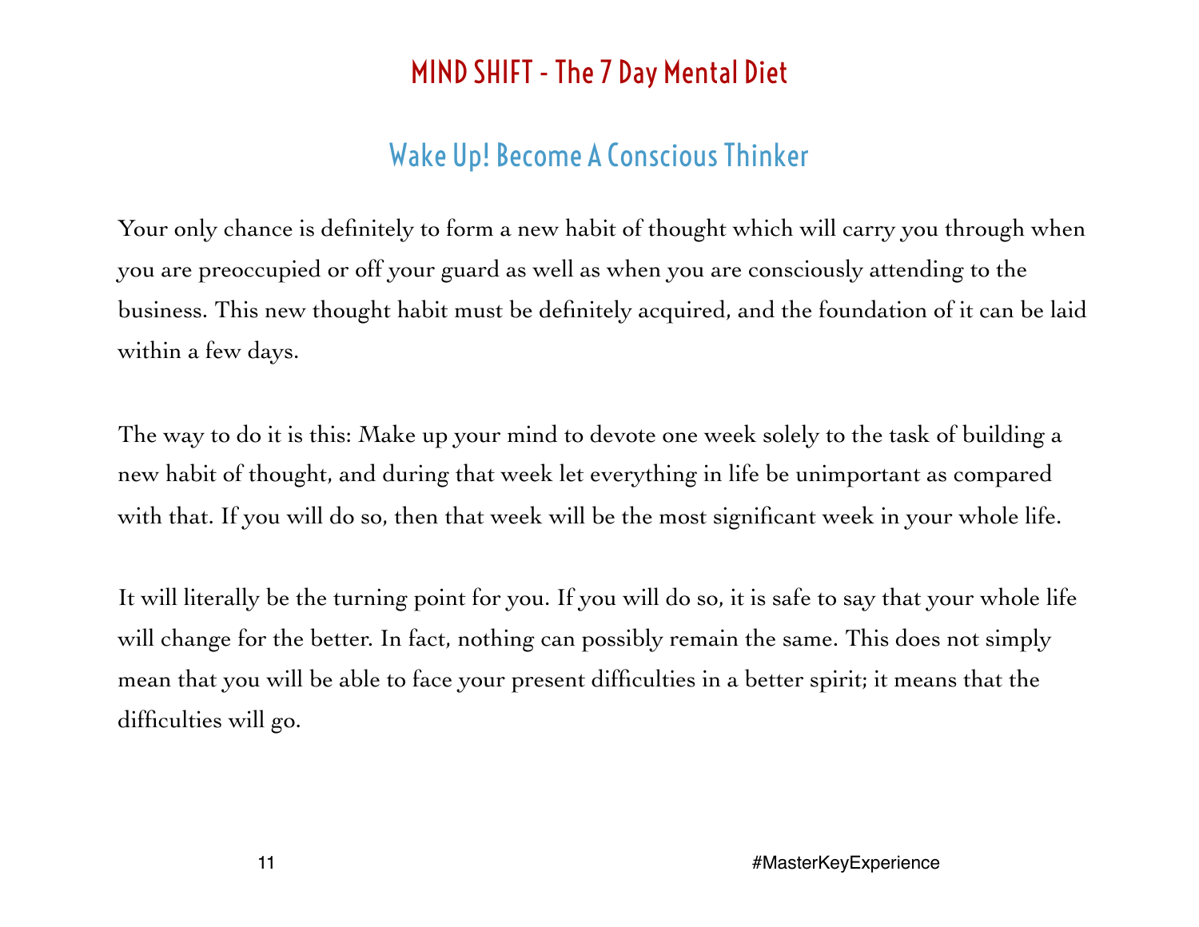## Wake Up! Become A Conscious Thinker

Your only chance is definitely to form a new habit of thought which will carry you through when you are preoccupied or off your guard as well as when you are consciously attending to the business. This new thought habit must be definitely acquired, and the foundation of it can be laid within a few days.

The way to do it is this: Make up your mind to devote one week solely to the task of building a new habit of thought, and during that week let everything in life be unimportant as compared with that. If you will do so, then that week will be the most significant week in your whole life.

It will literally be the turning point for you. If you will do so, it is safe to say that your whole life will change for the better. In fact, nothing can possibly remain the same. This does not simply mean that you will be able to face your present difficulties in a better spirit; it means that the difficulties will go.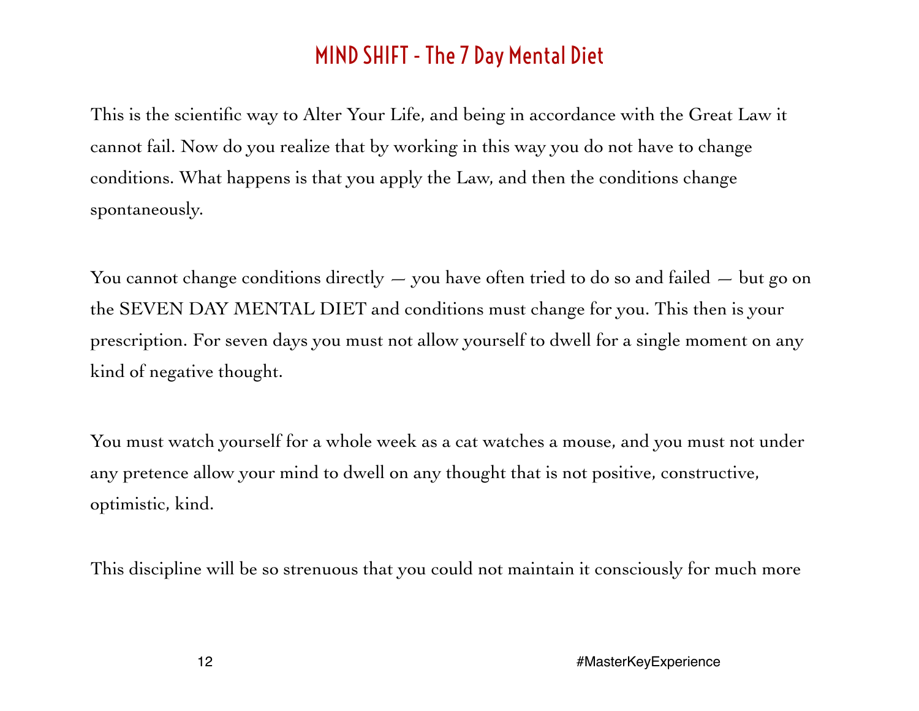# MIND SHIFT - The 7 Day Mental Diet

This is the scientific way to Alter Your Life, and being in accordance with the Great Law it cannot fail. Now do you realize that by working in this way you do not have to change conditions. What happens is that you apply the Law, and then the conditions change spontaneously.

You cannot change conditions directly — you have often tried to do so and failed — but go on the SEVEN DAY MENTAL DIET and conditions must change for you. This then is your prescription. For seven days you must not allow yourself to dwell for a single moment on any kind of negative thought.

You must watch yourself for a whole week as a cat watches a mouse, and you must not under any pretence allow your mind to dwell on any thought that is not positive, constructive, optimistic, kind.

This discipline will be so strenuous that you could not maintain it consciously for much more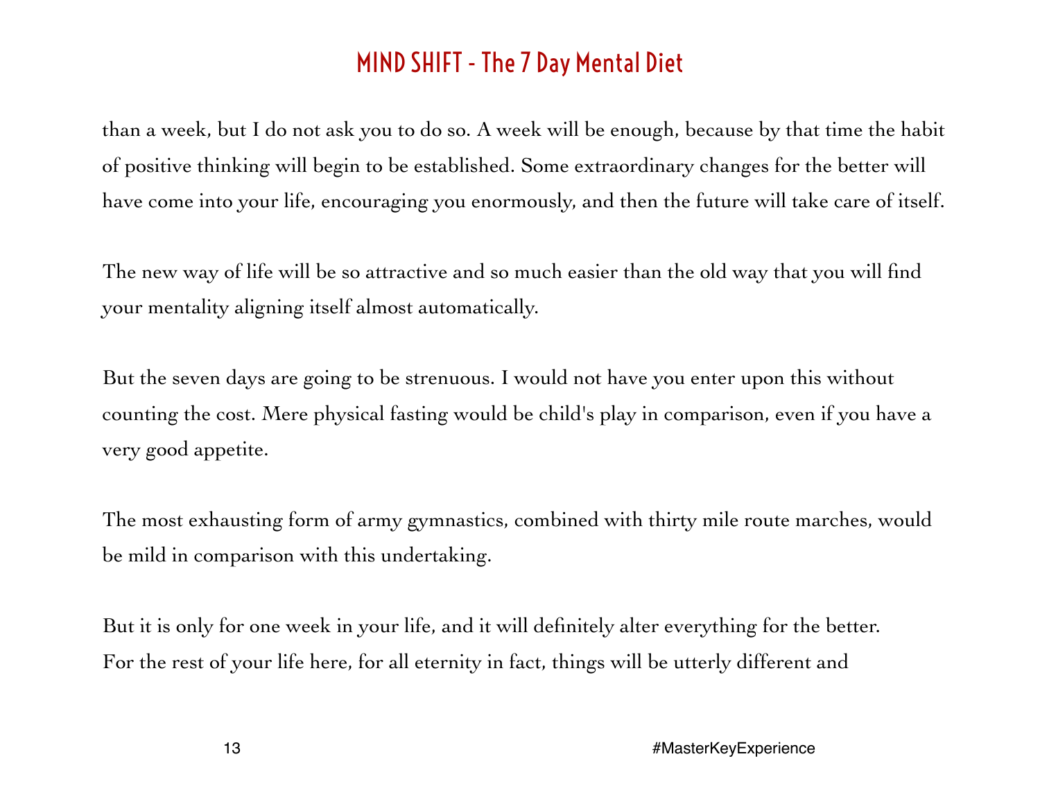than a week, but I do not ask you to do so. A week will be enough, because by that time the habit of positive thinking will begin to be established. Some extraordinary changes for the better will have come into your life, encouraging you enormously, and then the future will take care of itself.

The new way of life will be so attractive and so much easier than the old way that you will find your mentality aligning itself almost automatically.

But the seven days are going to be strenuous. I would not have you enter upon this without counting the cost. Mere physical fasting would be child's play in comparison, even if you have a very good appetite.

The most exhausting form of army gymnastics, combined with thirty mile route marches, would be mild in comparison with this undertaking.

But it is only for one week in your life, and it will definitely alter everything for the better. For the rest of your life here, for all eternity in fact, things will be utterly different and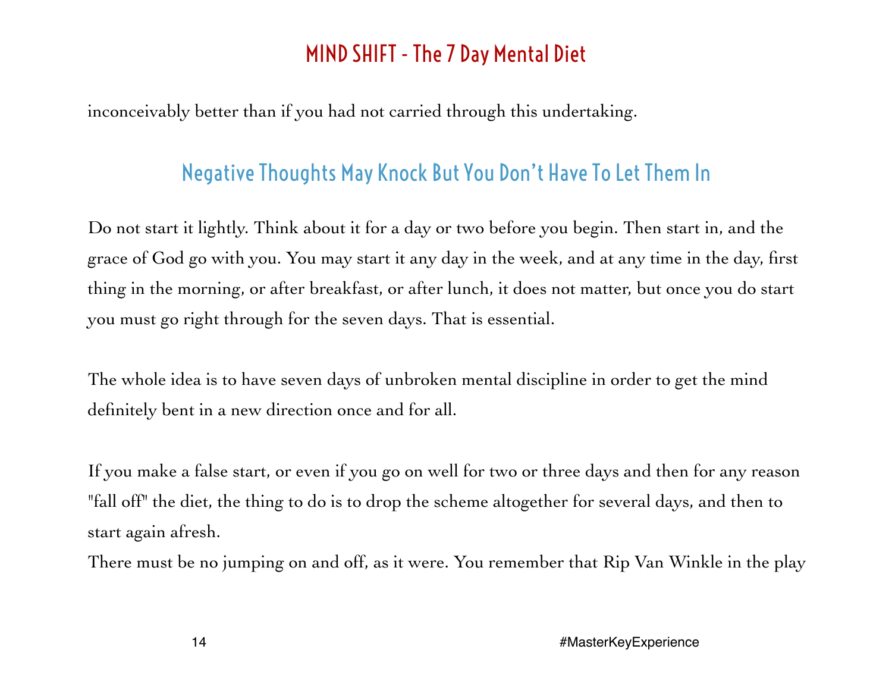inconceivably better than if you had not carried through this undertaking.

## Negative Thoughts May Knock But You Don't Have To Let Them In

Do not start it lightly. Think about it for a day or two before you begin. Then start in, and the grace of God go with you. You may start it any day in the week, and at any time in the day, first thing in the morning, or after breakfast, or after lunch, it does not matter, but once you do start you must go right through for the seven days. That is essential.

The whole idea is to have seven days of unbroken mental discipline in order to get the mind definitely bent in a new direction once and for all.

If you make a false start, or even if you go on well for two or three days and then for any reason "fall off" the diet, the thing to do is to drop the scheme altogether for several days, and then to start again afresh.

There must be no jumping on and off, as it were. You remember that Rip Van Winkle in the play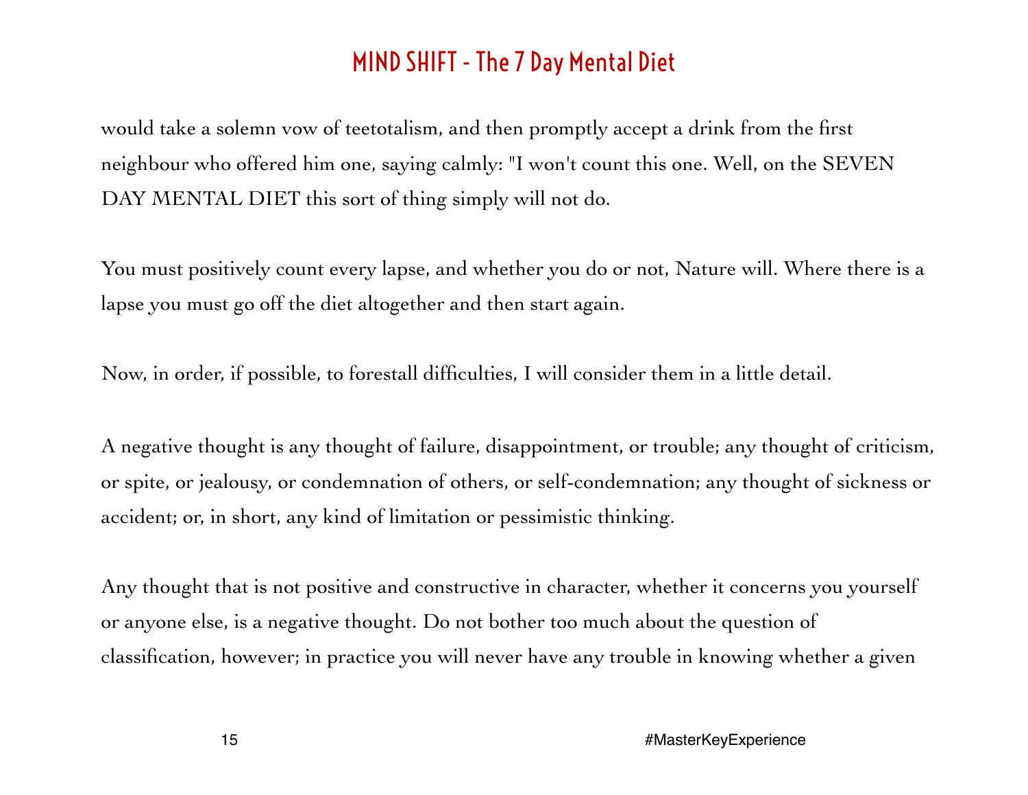would take a solemn vow of teetotalism, and then promptly accept a drink from the first neighbour who offered him one, saying calmly: "I won't count this one. Well, on the SEVEN DAY MENTAL DIET this sort of thing simply will not do.

You must positively count every lapse, and whether you do or not, Nature will. Where there is a lapse you must go off the diet altogether and then start again.

Now, in order, if possible, to forestall difficulties, I will consider them in a little detail.

A negative thought is any thought of failure, disappointment, or trouble; any thought of criticism, or spite, or jealousy, or condemnation of others, or self-condemnation; any thought of sickness or accident; or, in short, any kind of limitation or pessimistic thinking.

Any thought that is not positive and constructive in character, whether it concerns you yourself or anyone else, is a negative thought. Do not bother too much about the question of classification, however; in practice you will never have any trouble in knowing whether a given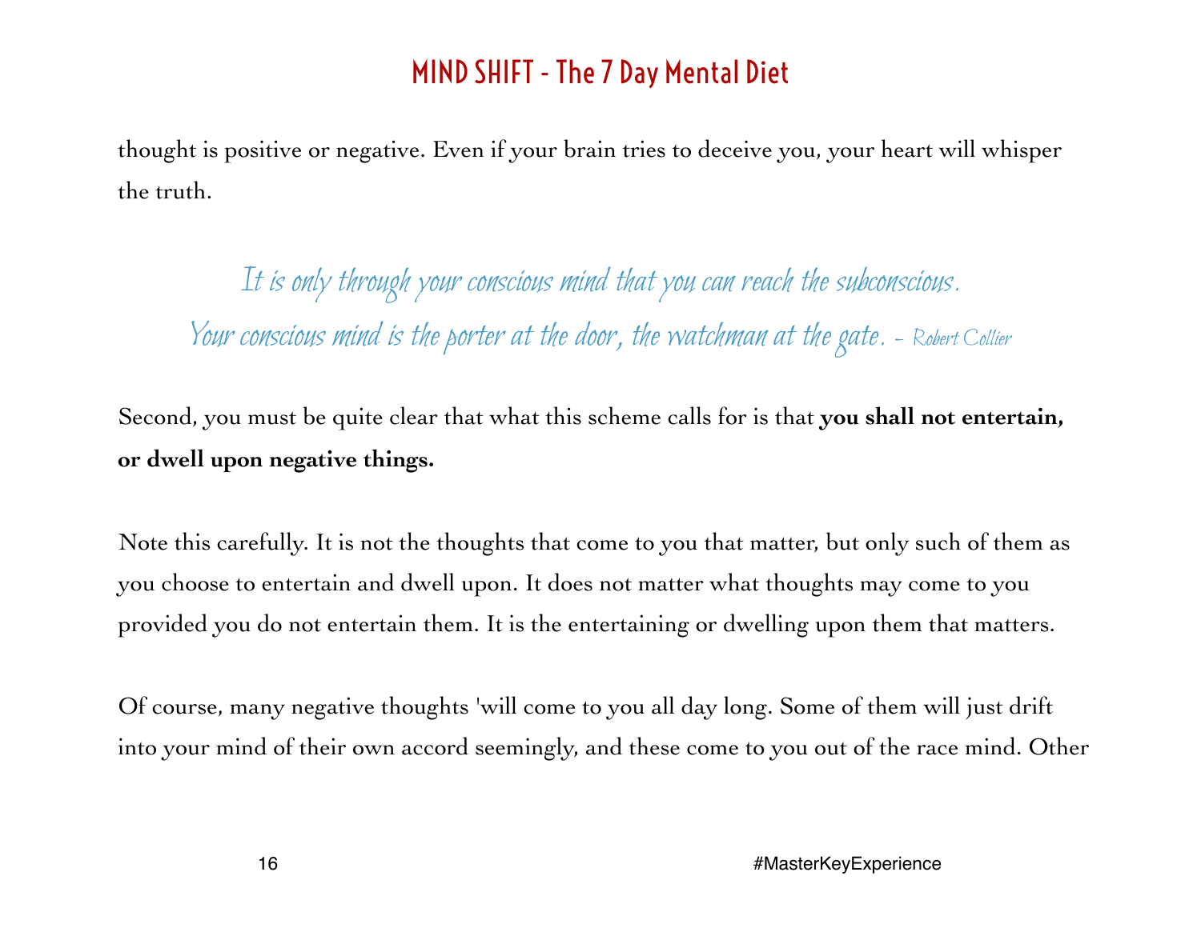thought is positive or negative. Even if your brain tries to deceive you, your heart will whisper the truth.

*It is only through your conscious mind that you can reach the subconscious. Your conscious mind is the porter at the door, the watchman at the gate. - Robert Collier*

Second, you must be quite clear that what this scheme calls for is that **you shall not entertain, or dwell upon negative things.**

Note this carefully. It is not the thoughts that come to you that matter, but only such of them as you choose to entertain and dwell upon. It does not matter what thoughts may come to you provided you do not entertain them. It is the entertaining or dwelling upon them that matters.

Of course, many negative thoughts 'will come to you all day long. Some of them will just drift into your mind of their own accord seemingly, and these come to you out of the race mind. Other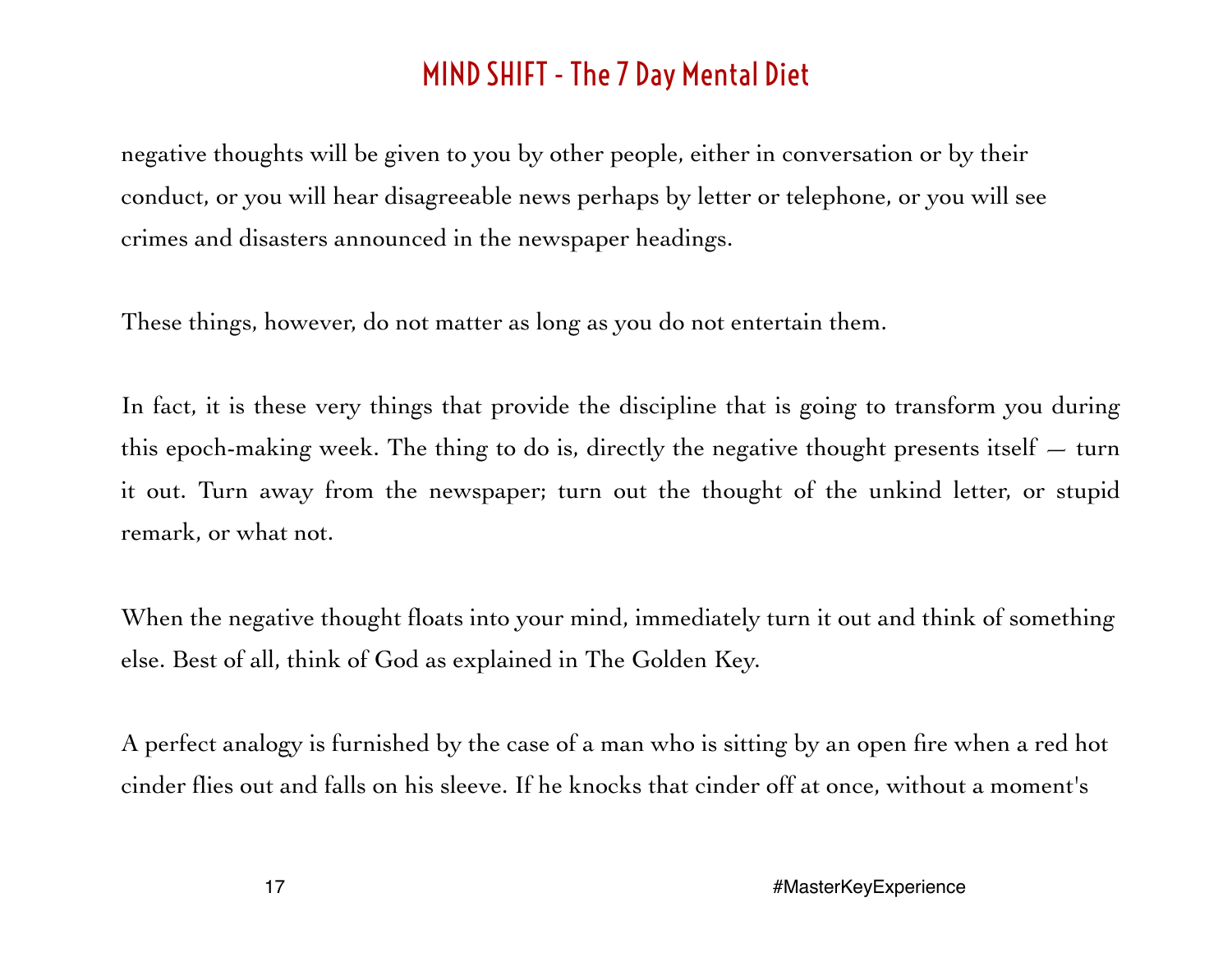negative thoughts will be given to you by other people, either in conversation or by their conduct, or you will hear disagreeable news perhaps by letter or telephone, or you will see crimes and disasters announced in the newspaper headings.

These things, however, do not matter as long as you do not entertain them.

In fact, it is these very things that provide the discipline that is going to transform you during this epoch-making week. The thing to do is, directly the negative thought presents itself — turn it out. Turn away from the newspaper; turn out the thought of the unkind letter, or stupid remark, or what not.

When the negative thought floats into your mind, immediately turn it out and think of something else. Best of all, think of God as explained in The Golden Key.

A perfect analogy is furnished by the case of a man who is sitting by an open fire when a red hot cinder flies out and falls on his sleeve. If he knocks that cinder off at once, without a moment's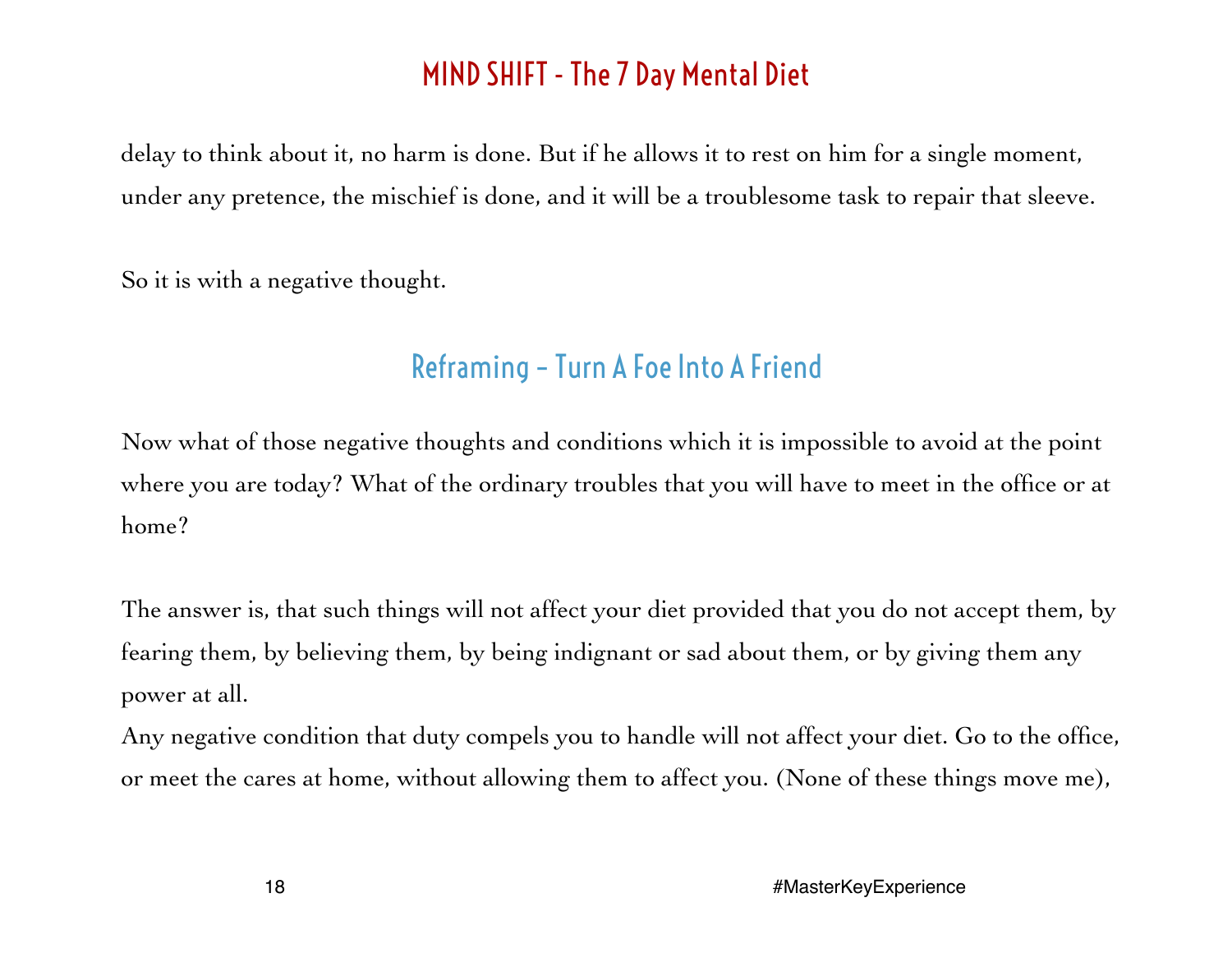delay to think about it, no harm is done. But if he allows it to rest on him for a single moment, under any pretence, the mischief is done, and it will be a troublesome task to repair that sleeve.

So it is with a negative thought.

## Reframing – Turn A Foe Into A Friend

Now what of those negative thoughts and conditions which it is impossible to avoid at the point where you are today? What of the ordinary troubles that you will have to meet in the office or at home?

The answer is, that such things will not affect your diet provided that you do not accept them, by fearing them, by believing them, by being indignant or sad about them, or by giving them any power at all.

Any negative condition that duty compels you to handle will not affect your diet. Go to the office, or meet the cares at home, without allowing them to affect you. (None of these things move me),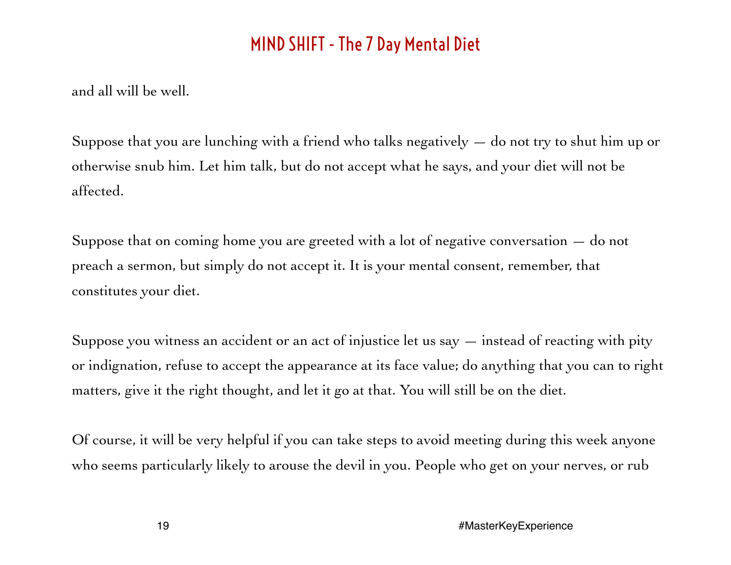and all will be well.

Suppose that you are lunching with a friend who talks negatively — do not try to shut him up or otherwise snub him. Let him talk, but do not accept what he says, and your diet will not be affected.

Suppose that on coming home you are greeted with a lot of negative conversation — do not preach a sermon, but simply do not accept it. It is your mental consent, remember, that constitutes your diet.

Suppose you witness an accident or an act of injustice let us say — instead of reacting with pity or indignation, refuse to accept the appearance at its face value; do anything that you can to right matters, give it the right thought, and let it go at that. You will still be on the diet.

Of course, it will be very helpful if you can take steps to avoid meeting during this week anyone who seems particularly likely to arouse the devil in you. People who get on your nerves, or rub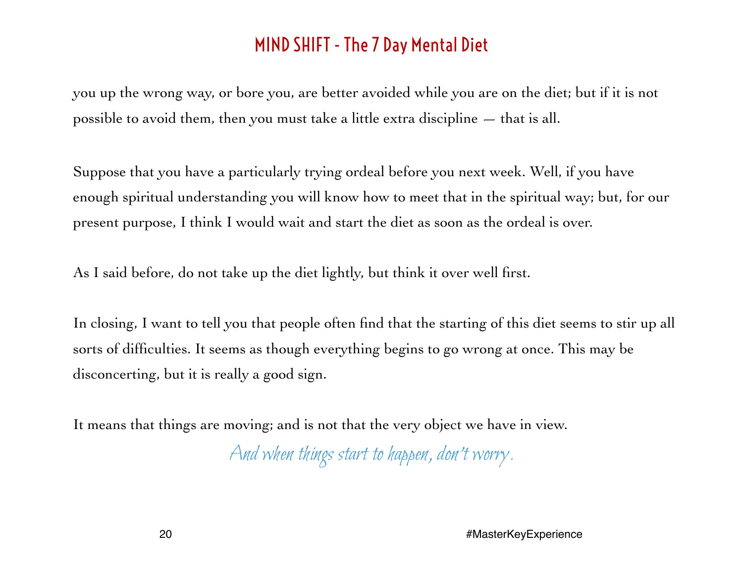you up the wrong way, or bore you, are better avoided while you are on the diet; but if it is not possible to avoid them, then you must take a little extra discipline — that is all.

Suppose that you have a particularly trying ordeal before you next week. Well, if you have enough spiritual understanding you will know how to meet that in the spiritual way; but, for our present purpose, I think I would wait and start the diet as soon as the ordeal is over.

As I said before, do not take up the diet lightly, but think it over well first.

In closing, I want to tell you that people often find that the starting of this diet seems to stir up all sorts of difficulties. It seems as though everything begins to go wrong at once. This may be disconcerting, but it is really a good sign.

It means that things are moving; and is not that the very object we have in view.

*And when things start to happen, don't worry.*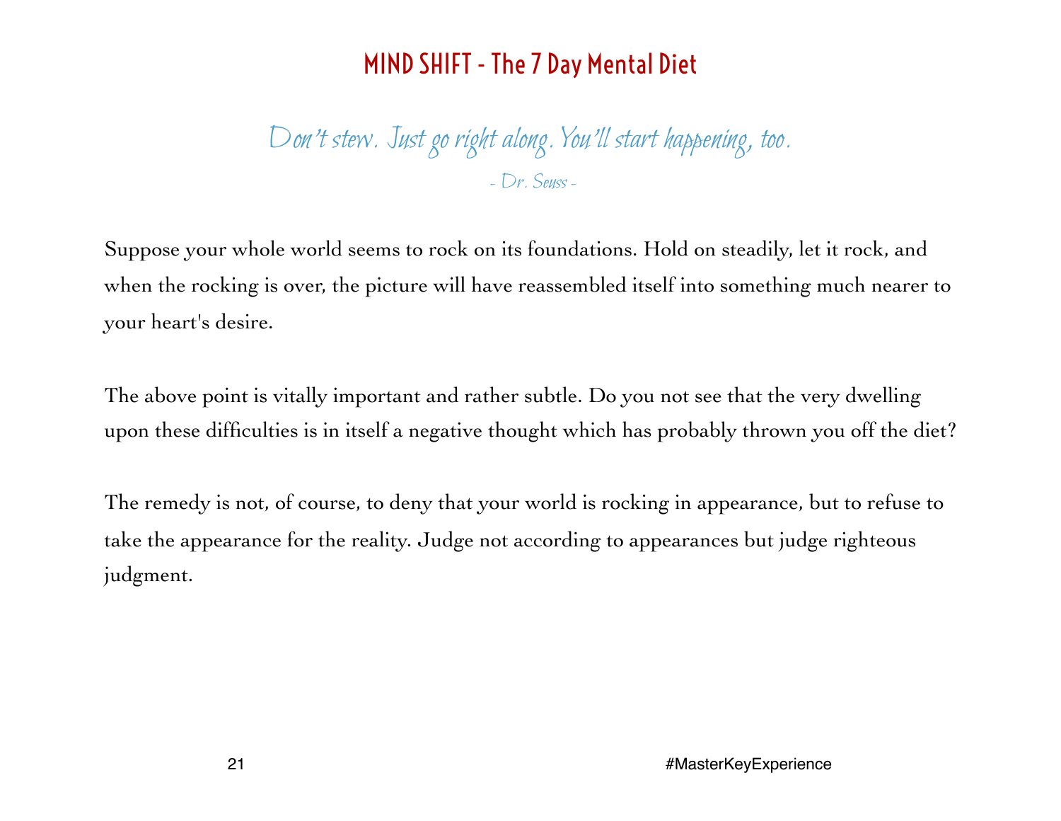*Don't stew. Just go right along. You'll start happening, too.*

*- Dr. Seuss -*

Suppose your whole world seems to rock on its foundations. Hold on steadily, let it rock, and when the rocking is over, the picture will have reassembled itself into something much nearer to your heart's desire.

The above point is vitally important and rather subtle. Do you not see that the very dwelling upon these difficulties is in itself a negative thought which has probably thrown you off the diet?

The remedy is not, of course, to deny that your world is rocking in appearance, but to refuse to take the appearance for the reality. Judge not according to appearances but judge righteous judgment.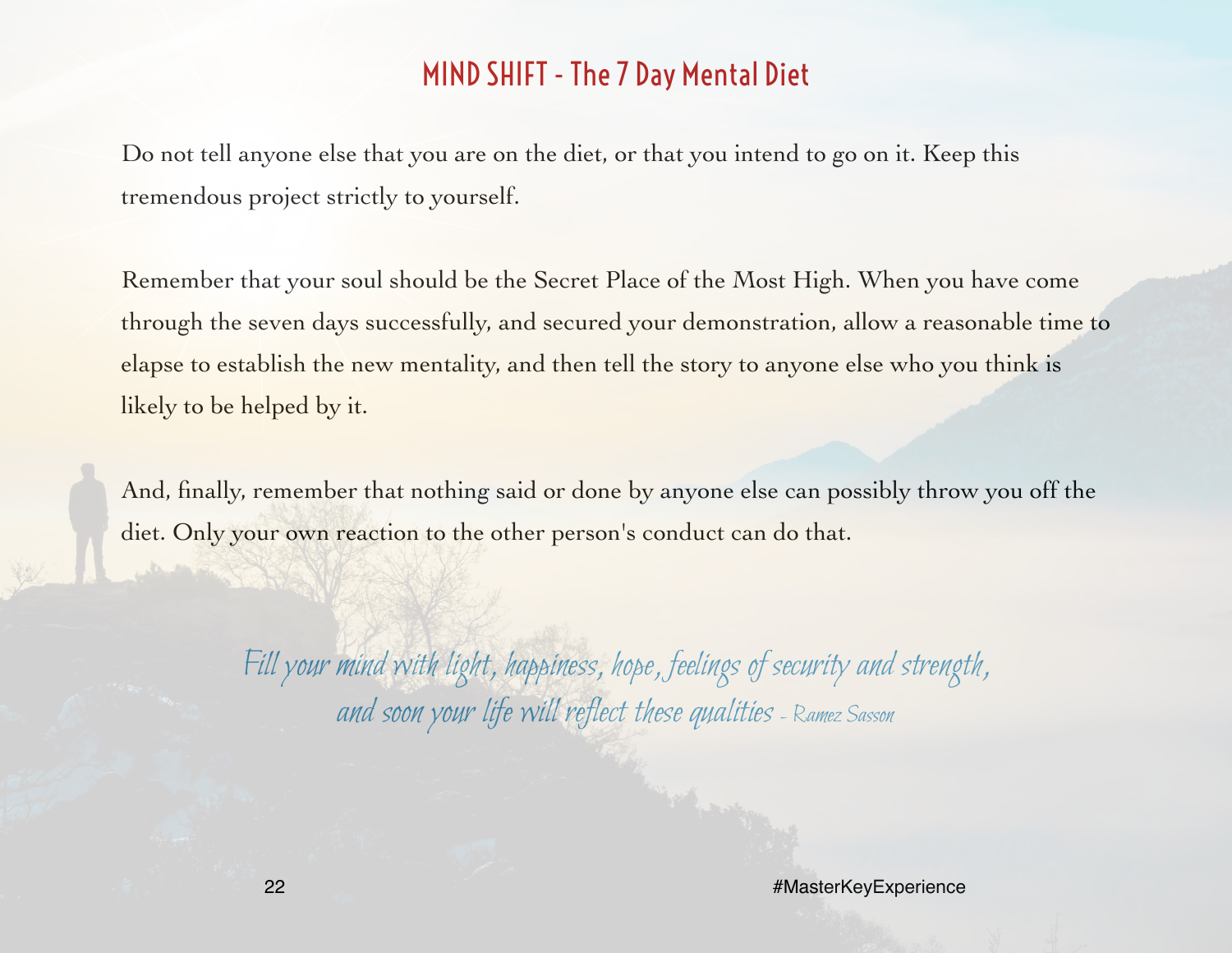## MIND SHIFT - The 7 Day Mental Diet

Do not tell anyone else that you are on the diet, or that you intend to go on it. Keep this tremendous project strictly to yourself.

Remember that your soul should be the Secret Place of the Most High. When you have come through the seven days successfully, and secured your demonstration, allow a reasonable time to elapse to establish the new mentality, and then tell the story to anyone else who you think is likely to be helped by it.

And, finally, remember that nothing said or done by anyone else can possibly throw you off the diet. Only your own reaction to the other person's conduct can do that.

*Fill your mind with light, happiness, hope, feelings of security and strength, and soon your life will reflect these qualities* - Ramez Sasson

#MasterKeyExperience